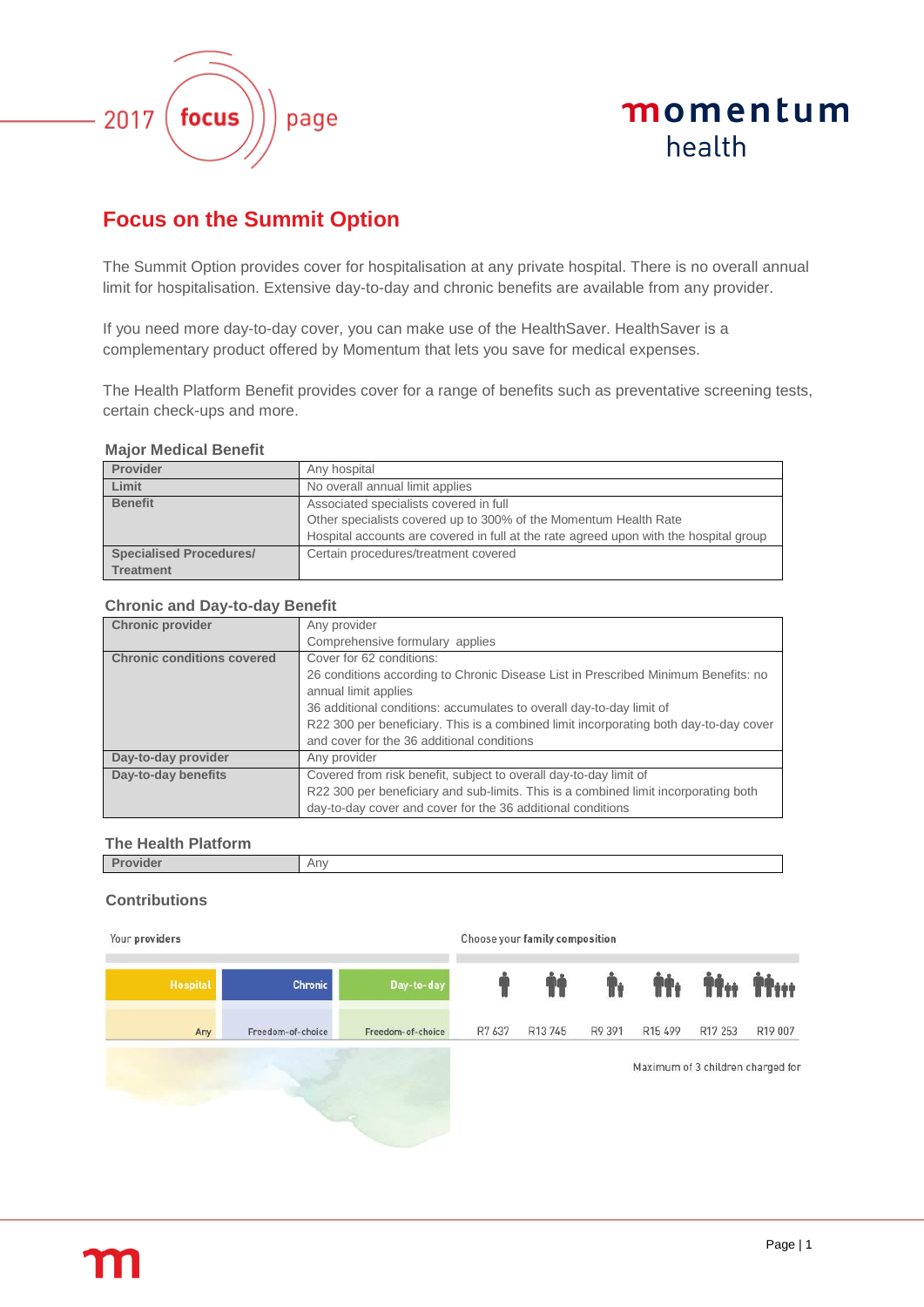2017 focus page

momentum health

# Focus on the Summit Option

The Summit Option provides cover for hospitalisation at any private hospital. There is no overall annual limit for hospitalisation. Extensive day-to-day and chronic benefits are available from any provider.

If you need more day-to-day cover, you can make use of the HealthSaver. HealthSaver is a complementary product offered by Momentum that lets you save for medical expenses.

The Health Platform Benefit provides cover for a range of benefits such as preventative screening tests, certain check-ups and more.

### Major Medical Benefit

| | |
|---|---|
| **Provider** | Any hospital |
| **Limit** | No overall annual limit applies |
| **Benefit** | Associated specialists covered in full<br>Other specialists covered up to 300% of the Momentum Health Rate<br>Hospital accounts are covered in full at the rate agreed upon with the hospital group |
| **Specialised Procedures/ Treatment** | Certain procedures/treatment covered |

### Chronic and Day-to-day Benefit

| | |
|---|---|
| **Chronic provider** | Any provider<br>Comprehensive formulary applies |
| **Chronic conditions covered** | Cover for 62 conditions:<br>26 conditions according to Chronic Disease List in Prescribed Minimum Benefits: no annual limit applies<br>36 additional conditions: accumulates to overall day-to-day limit of R22 300 per beneficiary. This is a combined limit incorporating both day-to-day cover and cover for the 36 additional conditions |
| **Day-to-day provider** | Any provider |
| **Day-to-day benefits** | Covered from risk benefit, subject to overall day-to-day limit of R22 300 per beneficiary and sub-limits. This is a combined limit incorporating both day-to-day cover and cover for the 36 additional conditions |

### The Health Platform

| | |
|---|---|
| **Provider** | Any |

### Contributions

| Your providers | | | Choose your family composition | | | | | |
|---|---|---|---|---|---|---|---|---|
| Hospital | Chronic | Day-to-day | Member | Member + adult | Member + child | Member + adult + child | Member + adult + 2 children | Member + adult + 3 children |
| Any | Freedom-of-choice | Freedom-of-choice | R7 637 | R13 745 | R9 391 | R15 499 | R17 253 | R19 007 |

Maximum of 3 children charged for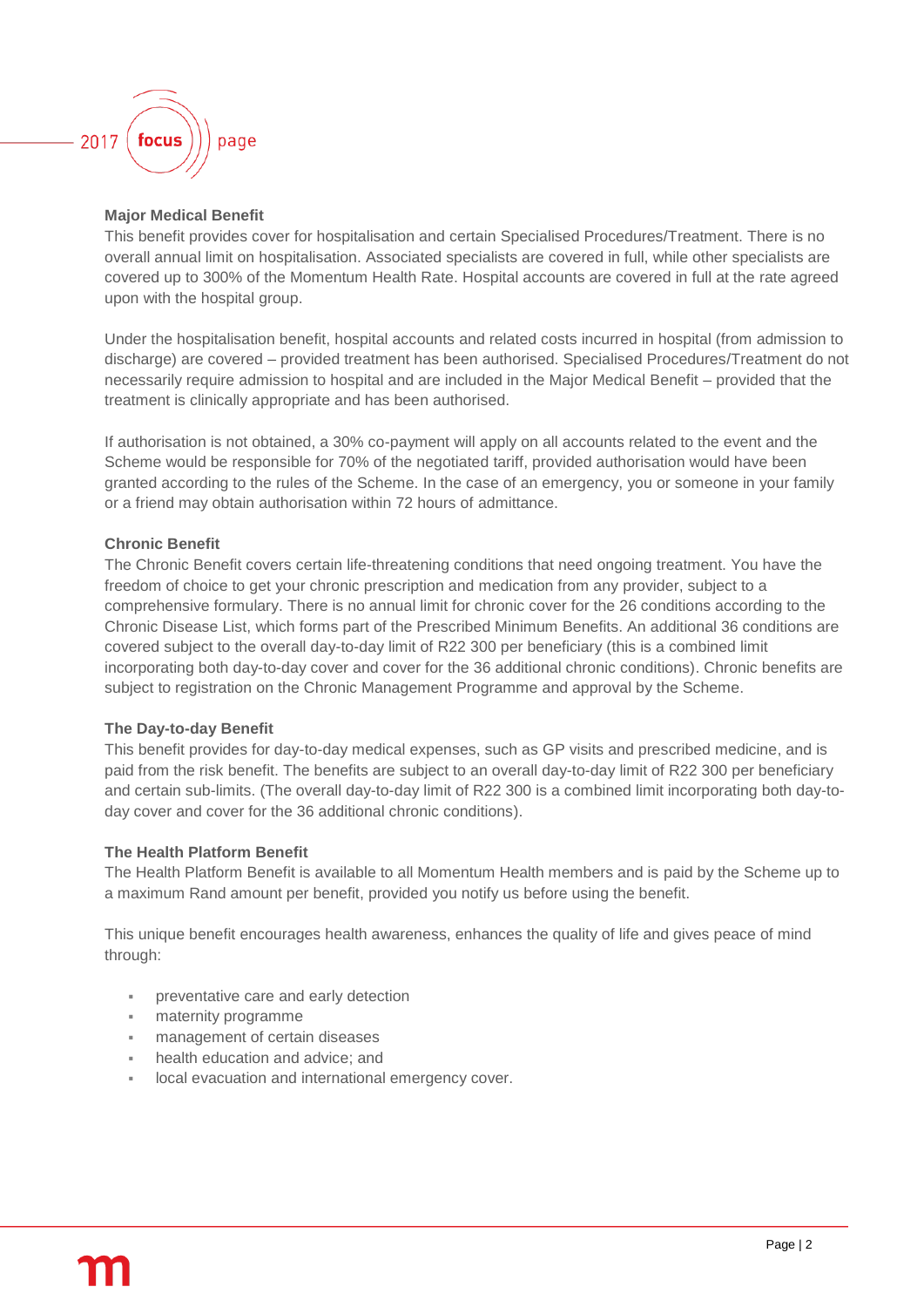### Major Medical Benefit

This benefit provides cover for hospitalisation and certain Specialised Procedures/Treatment. There is no overall annual limit on hospitalisation. Associated specialists are covered in full, while other specialists are covered up to 300% of the Momentum Health Rate. Hospital accounts are covered in full at the rate agreed upon with the hospital group.

Under the hospitalisation benefit, hospital accounts and related costs incurred in hospital (from admission to discharge) are covered – provided treatment has been authorised. Specialised Procedures/Treatment do not necessarily require admission to hospital and are included in the Major Medical Benefit – provided that the treatment is clinically appropriate and has been authorised.

If authorisation is not obtained, a 30% co-payment will apply on all accounts related to the event and the Scheme would be responsible for 70% of the negotiated tariff, provided authorisation would have been granted according to the rules of the Scheme. In the case of an emergency, you or someone in your family or a friend may obtain authorisation within 72 hours of admittance.

### Chronic Benefit

The Chronic Benefit covers certain life-threatening conditions that need ongoing treatment. You have the freedom of choice to get your chronic prescription and medication from any provider, subject to a comprehensive formulary. There is no annual limit for chronic cover for the 26 conditions according to the Chronic Disease List, which forms part of the Prescribed Minimum Benefits. An additional 36 conditions are covered subject to the overall day-to-day limit of R22 300 per beneficiary (this is a combined limit incorporating both day-to-day cover and cover for the 36 additional chronic conditions). Chronic benefits are subject to registration on the Chronic Management Programme and approval by the Scheme.

### The Day-to-day Benefit

This benefit provides for day-to-day medical expenses, such as GP visits and prescribed medicine, and is paid from the risk benefit. The benefits are subject to an overall day-to-day limit of R22 300 per beneficiary and certain sub-limits. (The overall day-to-day limit of R22 300 is a combined limit incorporating both day-to-day cover and cover for the 36 additional chronic conditions).

### The Health Platform Benefit

The Health Platform Benefit is available to all Momentum Health members and is paid by the Scheme up to a maximum Rand amount per benefit, provided you notify us before using the benefit.

This unique benefit encourages health awareness, enhances the quality of life and gives peace of mind through:

- preventative care and early detection
- maternity programme
- management of certain diseases
- health education and advice; and
- local evacuation and international emergency cover.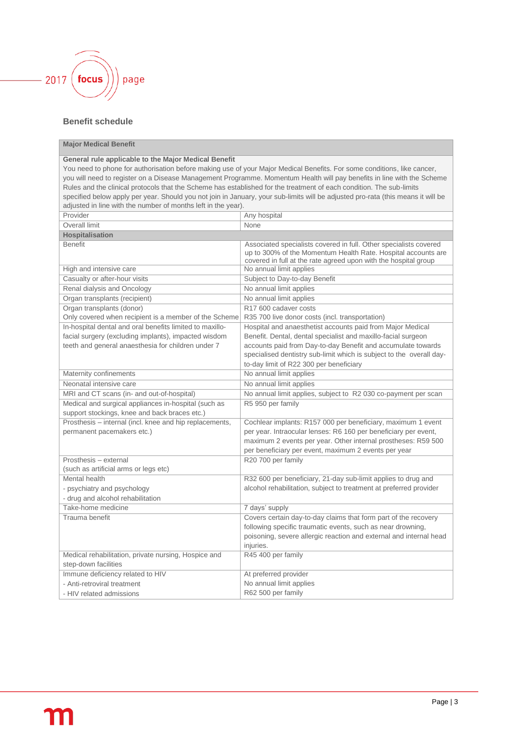## Benefit schedule

| Major Medical Benefit | |
|---|---|
| **General rule applicable to the Major Medical Benefit**<br>You need to phone for authorisation before making use of your Major Medical Benefits. For some conditions, like cancer, you will need to register on a Disease Management Programme. Momentum Health will pay benefits in line with the Scheme Rules and the clinical protocols that the Scheme has established for the treatment of each condition. The sub-limits specified below apply per year. Should you not join in January, your sub-limits will be adjusted pro-rata (this means it will be adjusted in line with the number of months left in the year). | |
| Provider | Any hospital |
| Overall limit | None |
| **Hospitalisation** | |
| Benefit | Associated specialists covered in full. Other specialists covered up to 300% of the Momentum Health Rate. Hospital accounts are covered in full at the rate agreed upon with the hospital group |
| High and intensive care | No annual limit applies |
| Casualty or after-hour visits | Subject to Day-to-day Benefit |
| Renal dialysis and Oncology | No annual limit applies |
| Organ transplants (recipient) | No annual limit applies |
| Organ transplants (donor)<br>Only covered when recipient is a member of the Scheme | R17 600 cadaver costs<br>R35 700 live donor costs (incl. transportation) |
| In-hospital dental and oral benefits limited to maxillo-facial surgery (excluding implants), impacted wisdom teeth and general anaesthesia for children under 7 | Hospital and anaesthetist accounts paid from Major Medical Benefit. Dental, dental specialist and maxillo-facial surgeon accounts paid from Day-to-day Benefit and accumulate towards specialised dentistry sub-limit which is subject to the overall day-to-day limit of R22 300 per beneficiary |
| Maternity confinements | No annual limit applies |
| Neonatal intensive care | No annual limit applies |
| MRI and CT scans (in- and out-of-hospital) | No annual limit applies, subject to R2 030 co-payment per scan |
| Medical and surgical appliances in-hospital (such as support stockings, knee and back braces etc.) | R5 950 per family |
| Prosthesis – internal (incl. knee and hip replacements, permanent pacemakers etc.) | Cochlear implants: R157 000 per beneficiary, maximum 1 event per year. Intraocular lenses: R6 160 per beneficiary per event, maximum 2 events per year. Other internal prostheses: R59 500 per beneficiary per event, maximum 2 events per year |
| Prosthesis – external<br>(such as artificial arms or legs etc) | R20 700 per family |
| Mental health<br>- psychiatry and psychology<br>- drug and alcohol rehabilitation | R32 600 per beneficiary, 21-day sub-limit applies to drug and alcohol rehabilitation, subject to treatment at preferred provider |
| Take-home medicine | 7 days' supply |
| Trauma benefit | Covers certain day-to-day claims that form part of the recovery following specific traumatic events, such as near drowning, poisoning, severe allergic reaction and external and internal head injuries. |
| Medical rehabilitation, private nursing, Hospice and step-down facilities | R45 400 per family |
| Immune deficiency related to HIV<br>- Anti-retroviral treatment<br>- HIV related admissions | At preferred provider<br>No annual limit applies<br>R62 500 per family |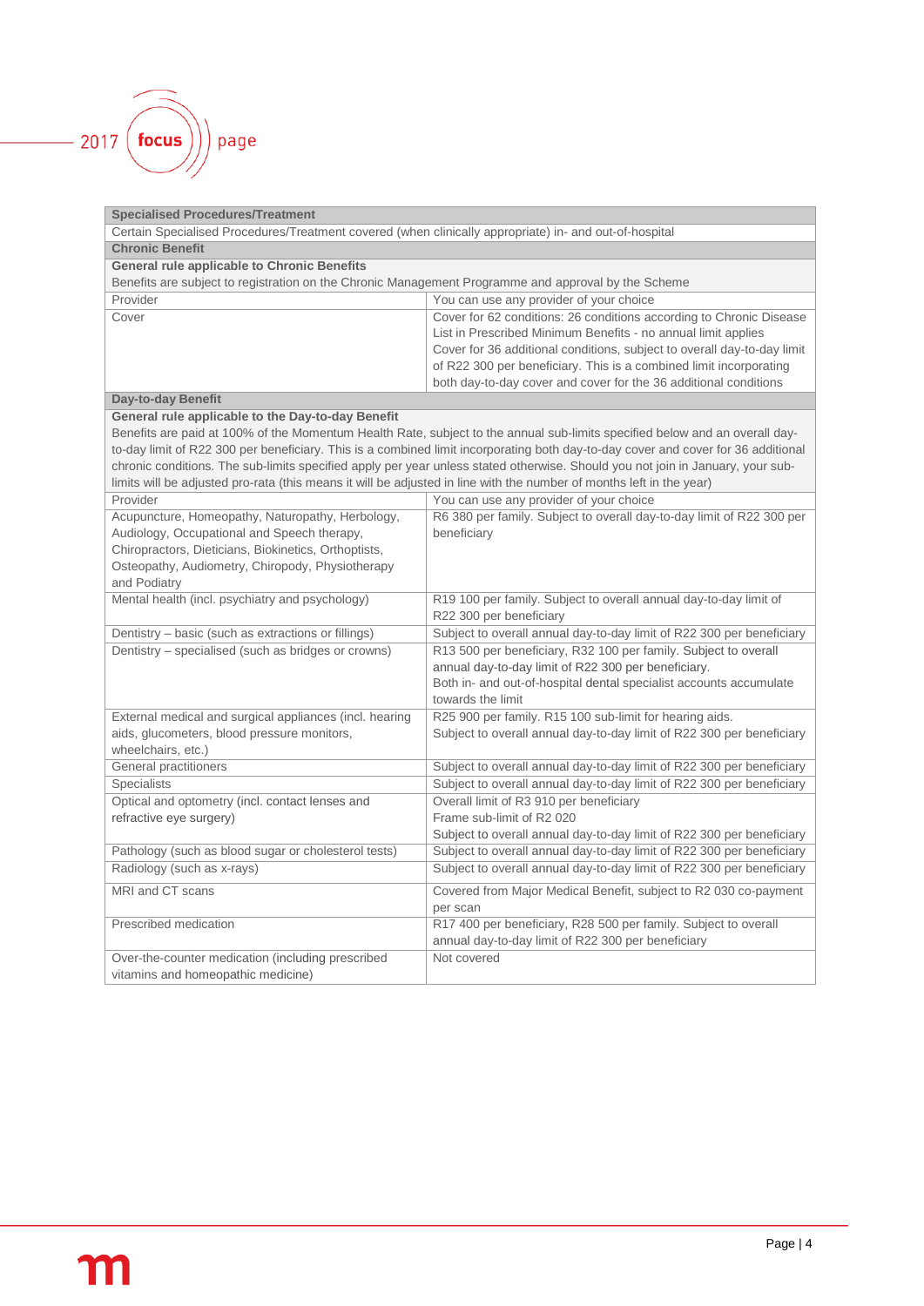| **Specialised Procedures/Treatment** | |
|---|---|
| Certain Specialised Procedures/Treatment covered (when clinically appropriate) in- and out-of-hospital | |
| **Chronic Benefit** | |
| **General rule applicable to Chronic Benefits**<br>Benefits are subject to registration on the Chronic Management Programme and approval by the Scheme | |
| Provider | You can use any provider of your choice |
| Cover | Cover for 62 conditions: 26 conditions according to Chronic Disease List in Prescribed Minimum Benefits - no annual limit applies<br>Cover for 36 additional conditions, subject to overall day-to-day limit of R22 300 per beneficiary. This is a combined limit incorporating both day-to-day cover and cover for the 36 additional conditions |
| **Day-to-day Benefit** | |
| **General rule applicable to the Day-to-day Benefit**<br>Benefits are paid at 100% of the Momentum Health Rate, subject to the annual sub-limits specified below and an overall day-to-day limit of R22 300 per beneficiary. This is a combined limit incorporating both day-to-day cover and cover for 36 additional chronic conditions. The sub-limits specified apply per year unless stated otherwise. Should you not join in January, your sub-limits will be adjusted pro-rata (this means it will be adjusted in line with the number of months left in the year) | |
| Provider | You can use any provider of your choice |
| Acupuncture, Homeopathy, Naturopathy, Herbology, Audiology, Occupational and Speech therapy, Chiropractors, Dieticians, Biokinetics, Orthoptists, Osteopathy, Audiometry, Chiropody, Physiotherapy and Podiatry | R6 380 per family. Subject to overall day-to-day limit of R22 300 per beneficiary |
| Mental health (incl. psychiatry and psychology) | R19 100 per family. Subject to overall annual day-to-day limit of R22 300 per beneficiary |
| Dentistry – basic (such as extractions or fillings) | Subject to overall annual day-to-day limit of R22 300 per beneficiary |
| Dentistry – specialised (such as bridges or crowns) | R13 500 per beneficiary, R32 100 per family. Subject to overall annual day-to-day limit of R22 300 per beneficiary.<br>Both in- and out-of-hospital dental specialist accounts accumulate towards the limit |
| External medical and surgical appliances (incl. hearing aids, glucometers, blood pressure monitors, wheelchairs, etc.) | R25 900 per family. R15 100 sub-limit for hearing aids.<br>Subject to overall annual day-to-day limit of R22 300 per beneficiary |
| General practitioners | Subject to overall annual day-to-day limit of R22 300 per beneficiary |
| Specialists | Subject to overall annual day-to-day limit of R22 300 per beneficiary |
| Optical and optometry (incl. contact lenses and refractive eye surgery) | Overall limit of R3 910 per beneficiary<br>Frame sub-limit of R2 020<br>Subject to overall annual day-to-day limit of R22 300 per beneficiary |
| Pathology (such as blood sugar or cholesterol tests) | Subject to overall annual day-to-day limit of R22 300 per beneficiary |
| Radiology (such as x-rays) | Subject to overall annual day-to-day limit of R22 300 per beneficiary |
| MRI and CT scans | Covered from Major Medical Benefit, subject to R2 030 co-payment per scan |
| Prescribed medication | R17 400 per beneficiary, R28 500 per family. Subject to overall annual day-to-day limit of R22 300 per beneficiary |
| Over-the-counter medication (including prescribed vitamins and homeopathic medicine) | Not covered |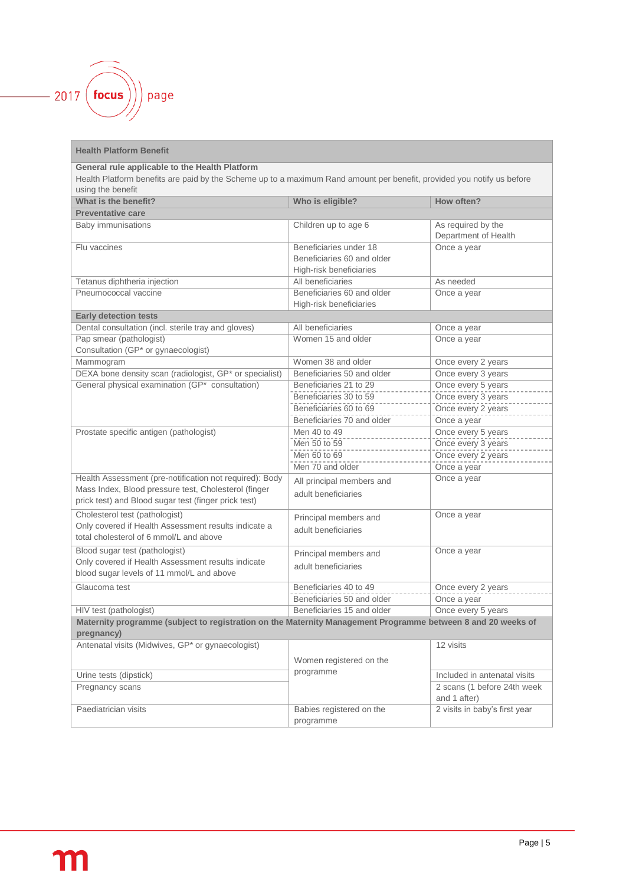| Health Platform Benefit | | |
|---|---|---|
| **General rule applicable to the Health Platform**<br>Health Platform benefits are paid by the Scheme up to a maximum Rand amount per benefit, provided you notify us before using the benefit | | |
| **What is the benefit?** | **Who is eligible?** | **How often?** |
| **Preventative care** | | |
| Baby immunisations | Children up to age 6 | As required by the Department of Health |
| Flu vaccines | Beneficiaries under 18<br>Beneficiaries 60 and older<br>High-risk beneficiaries | Once a year |
| Tetanus diphtheria injection | All beneficiaries | As needed |
| Pneumococcal vaccine | Beneficiaries 60 and older<br>High-risk beneficiaries | Once a year |
| **Early detection tests** | | |
| Dental consultation (incl. sterile tray and gloves) | All beneficiaries | Once a year |
| Pap smear (pathologist)<br>Consultation (GP* or gynaecologist) | Women 15 and older | Once a year |
| Mammogram | Women 38 and older | Once every 2 years |
| DEXA bone density scan (radiologist, GP* or specialist) | Beneficiaries 50 and older | Once every 3 years |
| General physical examination (GP* consultation) | Beneficiaries 21 to 29 | Once every 5 years |
| | Beneficiaries 30 to 59 | Once every 3 years |
| | Beneficiaries 60 to 69 | Once every 2 years |
| | Beneficiaries 70 and older | Once a year |
| Prostate specific antigen (pathologist) | Men 40 to 49 | Once every 5 years |
| | Men 50 to 59 | Once every 3 years |
| | Men 60 to 69 | Once every 2 years |
| | Men 70 and older | Once a year |
| Health Assessment (pre-notification not required): Body Mass Index, Blood pressure test, Cholesterol (finger prick test) and Blood sugar test (finger prick test) | All principal members and adult beneficiaries | Once a year |
| Cholesterol test (pathologist)<br>Only covered if Health Assessment results indicate a total cholesterol of 6 mmol/L and above | Principal members and adult beneficiaries | Once a year |
| Blood sugar test (pathologist)<br>Only covered if Health Assessment results indicate blood sugar levels of 11 mmol/L and above | Principal members and adult beneficiaries | Once a year |
| Glaucoma test | Beneficiaries 40 to 49 | Once every 2 years |
| | Beneficiaries 50 and older | Once a year |
| HIV test (pathologist) | Beneficiaries 15 and older | Once every 5 years |
| **Maternity programme (subject to registration on the Maternity Management Programme between 8 and 20 weeks of pregnancy)** | | |
| Antenatal visits (Midwives, GP* or gynaecologist) | Women registered on the programme | 12 visits |
| Urine tests (dipstick) | | Included in antenatal visits |
| Pregnancy scans | | 2 scans (1 before 24th week and 1 after) |
| Paediatrician visits | Babies registered on the programme | 2 visits in baby's first year |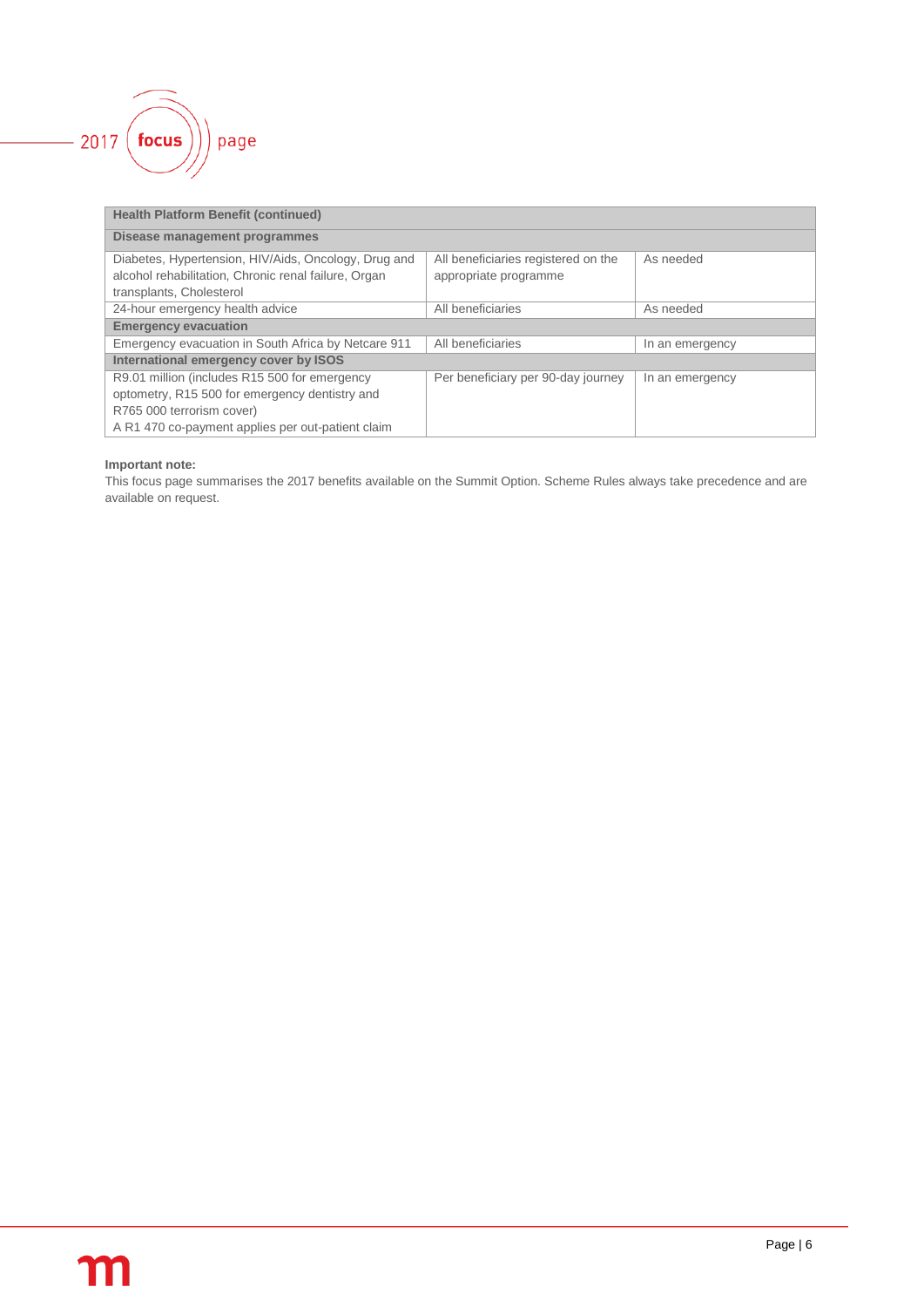| Health Platform Benefit (continued) | | |
|---|---|---|
| **Disease management programmes** | | |
| Diabetes, Hypertension, HIV/Aids, Oncology, Drug and alcohol rehabilitation, Chronic renal failure, Organ transplants, Cholesterol | All beneficiaries registered on the appropriate programme | As needed |
| 24-hour emergency health advice | All beneficiaries | As needed |
| **Emergency evacuation** | | |
| Emergency evacuation in South Africa by Netcare 911 | All beneficiaries | In an emergency |
| **International emergency cover by ISOS** | | |
| R9.01 million (includes R15 500 for emergency optometry, R15 500 for emergency dentistry and R765 000 terrorism cover)<br>A R1 470 co-payment applies per out-patient claim | Per beneficiary per 90-day journey | In an emergency |

**Important note:**

This focus page summarises the 2017 benefits available on the Summit Option. Scheme Rules always take precedence and are available on request.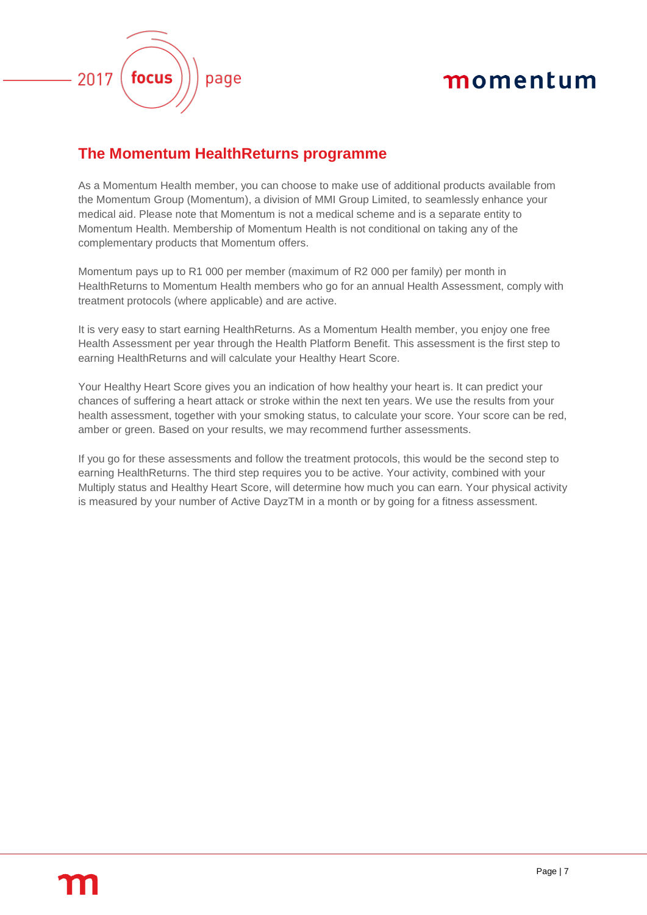## The Momentum HealthReturns programme

As a Momentum Health member, you can choose to make use of additional products available from the Momentum Group (Momentum), a division of MMI Group Limited, to seamlessly enhance your medical aid. Please note that Momentum is not a medical scheme and is a separate entity to Momentum Health. Membership of Momentum Health is not conditional on taking any of the complementary products that Momentum offers.

Momentum pays up to R1 000 per member (maximum of R2 000 per family) per month in HealthReturns to Momentum Health members who go for an annual Health Assessment, comply with treatment protocols (where applicable) and are active.

It is very easy to start earning HealthReturns. As a Momentum Health member, you enjoy one free Health Assessment per year through the Health Platform Benefit. This assessment is the first step to earning HealthReturns and will calculate your Healthy Heart Score.

Your Healthy Heart Score gives you an indication of how healthy your heart is. It can predict your chances of suffering a heart attack or stroke within the next ten years. We use the results from your health assessment, together with your smoking status, to calculate your score. Your score can be red, amber or green. Based on your results, we may recommend further assessments.

If you go for these assessments and follow the treatment protocols, this would be the second step to earning HealthReturns. The third step requires you to be active. Your activity, combined with your Multiply status and Healthy Heart Score, will determine how much you can earn. Your physical activity is measured by your number of Active DayzTM in a month or by going for a fitness assessment.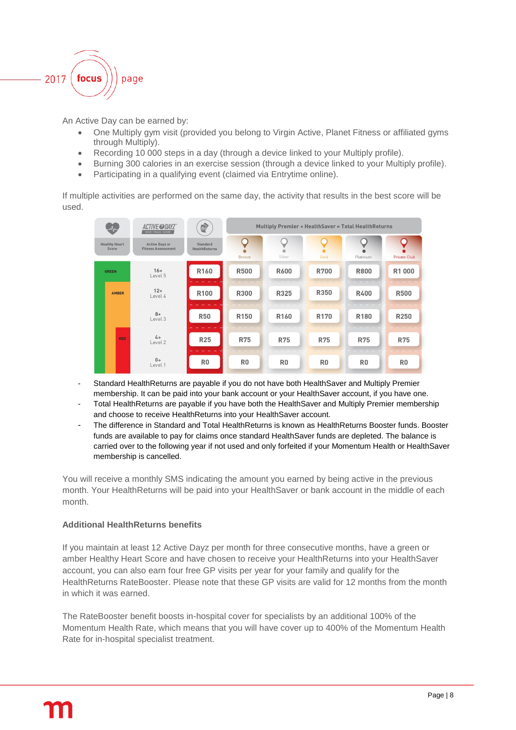2017 focus page

An Active Day can be earned by:

- One Multiply gym visit (provided you belong to Virgin Active, Planet Fitness or affiliated gyms through Multiply).
- Recording 10 000 steps in a day (through a device linked to your Multiply profile).
- Burning 300 calories in an exercise session (through a device linked to your Multiply profile).
- Participating in a qualifying event (claimed via Entrytime online).

If multiple activities are performed on the same day, the activity that results in the best score will be used.

| Healthy Heart Score | Active Dayz or Fitness Assessment | Standard HealthReturns | Multiply Premier + HealthSaver = Total HealthReturns | | | | |
|---|---|---|---|---|---|---|---|
| | | | Bronze | Silver | Gold | Platinum | Private Club |
| GREEN | 16+ Level 5 | R160 | R500 | R600 | R700 | R800 | R1 000 |
| AMBER | 12+ Level 4 | R100 | R300 | R325 | R350 | R400 | R500 |
| | 8+ Level 3 | R50 | R150 | R160 | R170 | R180 | R250 |
| RED | 4+ Level 2 | R25 | R75 | R75 | R75 | R75 | R75 |
| | 0+ Level 1 | R0 | R0 | R0 | R0 | R0 | R0 |

- Standard HealthReturns are payable if you do not have both HealthSaver and Multiply Premier membership. It can be paid into your bank account or your HealthSaver account, if you have one.
- Total HealthReturns are payable if you have both the HealthSaver and Multiply Premier membership and choose to receive HealthReturns into your HealthSaver account.
- The difference in Standard and Total HealthReturns is known as HealthReturns Booster funds. Booster funds are available to pay for claims once standard HealthSaver funds are depleted. The balance is carried over to the following year if not used and only forfeited if your Momentum Health or HealthSaver membership is cancelled.

You will receive a monthly SMS indicating the amount you earned by being active in the previous month. Your HealthReturns will be paid into your HealthSaver or bank account in the middle of each month.

**Additional HealthReturns benefits**

If you maintain at least 12 Active Dayz per month for three consecutive months, have a green or amber Healthy Heart Score and have chosen to receive your HealthReturns into your HealthSaver account, you can also earn four free GP visits per year for your family and qualify for the HealthReturns RateBooster. Please note that these GP visits are valid for 12 months from the month in which it was earned.

The RateBooster benefit boosts in-hospital cover for specialists by an additional 100% of the Momentum Health Rate, which means that you will have cover up to 400% of the Momentum Health Rate for in-hospital specialist treatment.